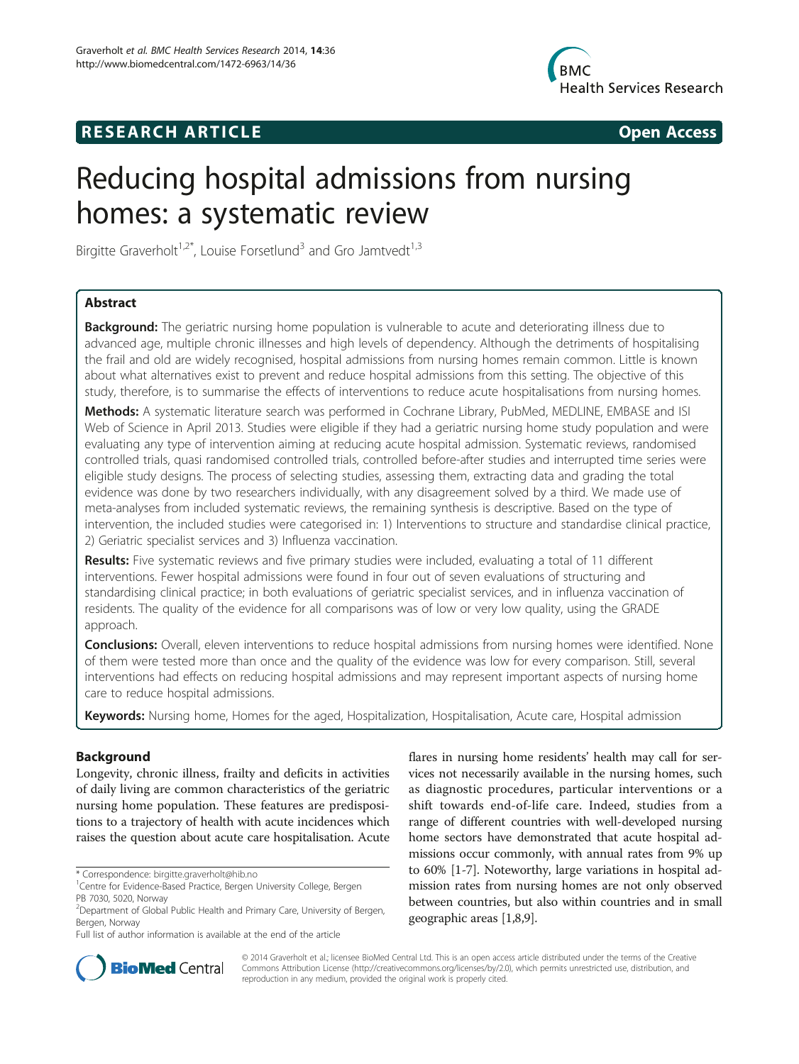RESEARCH ARTICLE Open Access

# Reducing hospital admissions from nursing homes: a systematic review

Birgitte Graverholt[1,2*], Louise Forsetlund[3] and Gro Jamtvedt[1,3]

## Abstract

**Background:** The geriatric nursing home population is vulnerable to acute and deteriorating illness due to advanced age, multiple chronic illnesses and high levels of dependency. Although the detriments of hospitalising the frail and old are widely recognised, hospital admissions from nursing homes remain common. Little is known about what alternatives exist to prevent and reduce hospital admissions from this setting. The objective of this study, therefore, is to summarise the effects of interventions to reduce acute hospitalisations from nursing homes.

**Methods:** A systematic literature search was performed in Cochrane Library, PubMed, MEDLINE, EMBASE and ISI Web of Science in April 2013. Studies were eligible if they had a geriatric nursing home study population and were evaluating any type of intervention aiming at reducing acute hospital admission. Systematic reviews, randomised controlled trials, quasi randomised controlled trials, controlled before-after studies and interrupted time series were eligible study designs. The process of selecting studies, assessing them, extracting data and grading the total evidence was done by two researchers individually, with any disagreement solved by a third. We made use of meta-analyses from included systematic reviews, the remaining synthesis is descriptive. Based on the type of intervention, the included studies were categorised in: 1) Interventions to structure and standardise clinical practice, 2) Geriatric specialist services and 3) Influenza vaccination.

**Results:** Five systematic reviews and five primary studies were included, evaluating a total of 11 different interventions. Fewer hospital admissions were found in four out of seven evaluations of structuring and standardising clinical practice; in both evaluations of geriatric specialist services, and in influenza vaccination of residents. The quality of the evidence for all comparisons was of low or very low quality, using the GRADE approach.

**Conclusions:** Overall, eleven interventions to reduce hospital admissions from nursing homes were identified. None of them were tested more than once and the quality of the evidence was low for every comparison. Still, several interventions had effects on reducing hospital admissions and may represent important aspects of nursing home care to reduce hospital admissions.

**Keywords:** Nursing home, Homes for the aged, Hospitalization, Hospitalisation, Acute care, Hospital admission

## Background

Longevity, chronic illness, frailty and deficits in activities of daily living are common characteristics of the geriatric nursing home population. These features are predispositions to a trajectory of health with acute incidences which raises the question about acute care hospitalisation. Acute flares in nursing home residents' health may call for services not necessarily available in the nursing homes, such as diagnostic procedures, particular interventions or a shift towards end-of-life care. Indeed, studies from a range of different countries with well-developed nursing home sectors have demonstrated that acute hospital admissions occur commonly, with annual rates from 9% up to 60% [1-7]. Noteworthy, large variations in hospital admission rates from nursing homes are not only observed between countries, but also within countries and in small geographic areas [1,8,9].

\* Correspondence: birgitte.graverholt@hib.no

[1]Centre for Evidence-Based Practice, Bergen University College, Bergen PB 7030, 5020, Norway

[2]Department of Global Public Health and Primary Care, University of Bergen, Bergen, Norway

Full list of author information is available at the end of the article

© 2014 Graverholt et al.; licensee BioMed Central Ltd. This is an open access article distributed under the terms of the Creative Commons Attribution License (http://creativecommons.org/licenses/by/2.0), which permits unrestricted use, distribution, and reproduction in any medium, provided the original work is properly cited.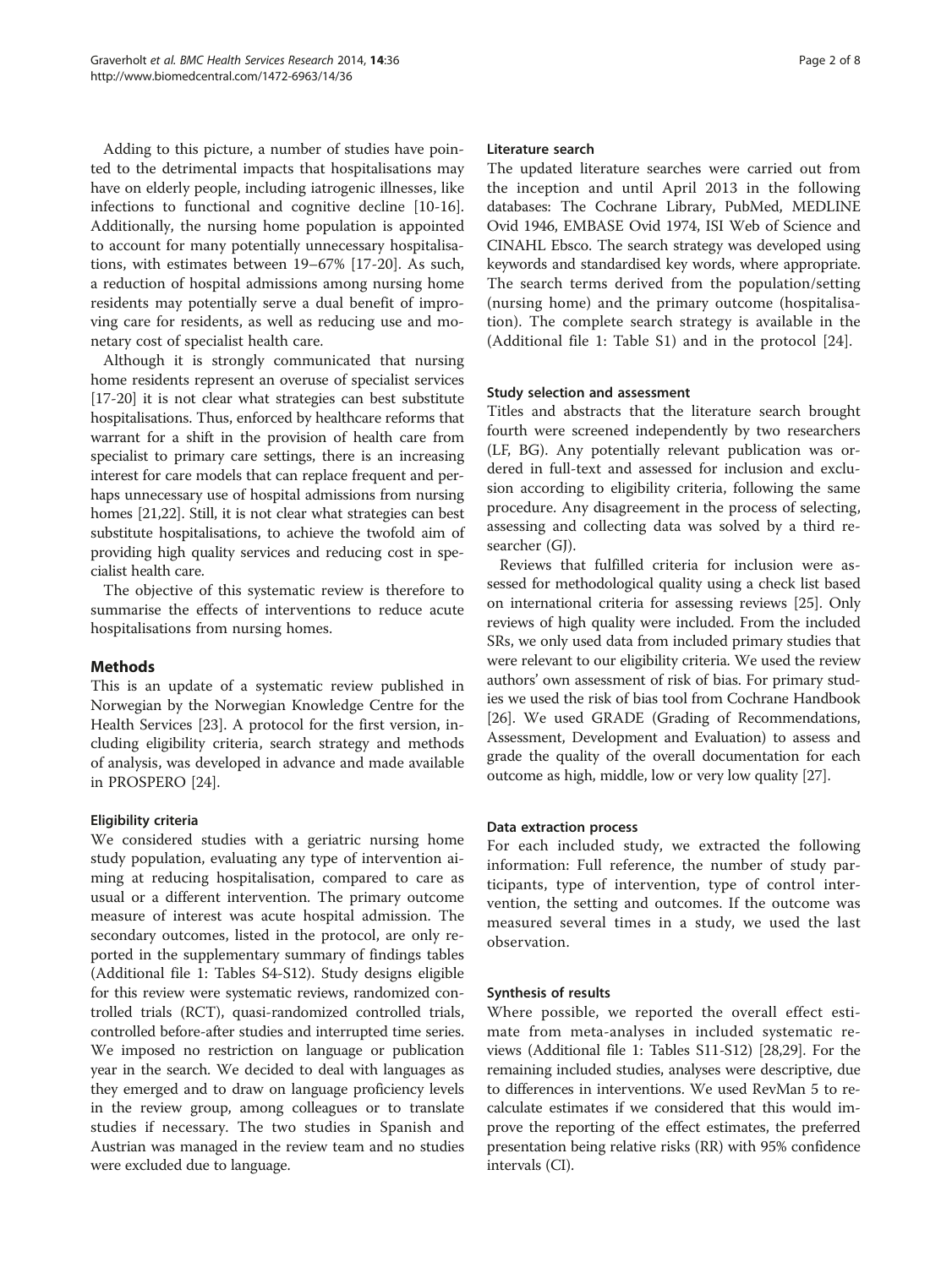Adding to this picture, a number of studies have pointed to the detrimental impacts that hospitalisations may have on elderly people, including iatrogenic illnesses, like infections to functional and cognitive decline [10-16]. Additionally, the nursing home population is appointed to account for many potentially unnecessary hospitalisations, with estimates between 19–67% [17-20]. As such, a reduction of hospital admissions among nursing home residents may potentially serve a dual benefit of improving care for residents, as well as reducing use and monetary cost of specialist health care.

Although it is strongly communicated that nursing home residents represent an overuse of specialist services [17-20] it is not clear what strategies can best substitute hospitalisations. Thus, enforced by healthcare reforms that warrant for a shift in the provision of health care from specialist to primary care settings, there is an increasing interest for care models that can replace frequent and perhaps unnecessary use of hospital admissions from nursing homes [21,22]. Still, it is not clear what strategies can best substitute hospitalisations, to achieve the twofold aim of providing high quality services and reducing cost in specialist health care.

The objective of this systematic review is therefore to summarise the effects of interventions to reduce acute hospitalisations from nursing homes.

## Methods

This is an update of a systematic review published in Norwegian by the Norwegian Knowledge Centre for the Health Services [23]. A protocol for the first version, including eligibility criteria, search strategy and methods of analysis, was developed in advance and made available in PROSPERO [24].

### Eligibility criteria

We considered studies with a geriatric nursing home study population, evaluating any type of intervention aiming at reducing hospitalisation, compared to care as usual or a different intervention. The primary outcome measure of interest was acute hospital admission. The secondary outcomes, listed in the protocol, are only reported in the supplementary summary of findings tables (Additional file 1: Tables S4-S12). Study designs eligible for this review were systematic reviews, randomized controlled trials (RCT), quasi-randomized controlled trials, controlled before-after studies and interrupted time series. We imposed no restriction on language or publication year in the search. We decided to deal with languages as they emerged and to draw on language proficiency levels in the review group, among colleagues or to translate studies if necessary. The two studies in Spanish and Austrian was managed in the review team and no studies were excluded due to language.

### Literature search

The updated literature searches were carried out from the inception and until April 2013 in the following databases: The Cochrane Library, PubMed, MEDLINE Ovid 1946, EMBASE Ovid 1974, ISI Web of Science and CINAHL Ebsco. The search strategy was developed using keywords and standardised key words, where appropriate. The search terms derived from the population/setting (nursing home) and the primary outcome (hospitalisation). The complete search strategy is available in the (Additional file 1: Table S1) and in the protocol [24].

### Study selection and assessment

Titles and abstracts that the literature search brought fourth were screened independently by two researchers (LF, BG). Any potentially relevant publication was ordered in full-text and assessed for inclusion and exclusion according to eligibility criteria, following the same procedure. Any disagreement in the process of selecting, assessing and collecting data was solved by a third researcher (GJ).

Reviews that fulfilled criteria for inclusion were assessed for methodological quality using a check list based on international criteria for assessing reviews [25]. Only reviews of high quality were included. From the included SRs, we only used data from included primary studies that were relevant to our eligibility criteria. We used the review authors' own assessment of risk of bias. For primary studies we used the risk of bias tool from Cochrane Handbook [26]. We used GRADE (Grading of Recommendations, Assessment, Development and Evaluation) to assess and grade the quality of the overall documentation for each outcome as high, middle, low or very low quality [27].

### Data extraction process

For each included study, we extracted the following information: Full reference, the number of study participants, type of intervention, type of control intervention, the setting and outcomes. If the outcome was measured several times in a study, we used the last observation.

### Synthesis of results

Where possible, we reported the overall effect estimate from meta-analyses in included systematic reviews (Additional file 1: Tables S11-S12) [28,29]. For the remaining included studies, analyses were descriptive, due to differences in interventions. We used RevMan 5 to recalculate estimates if we considered that this would improve the reporting of the effect estimates, the preferred presentation being relative risks (RR) with 95% confidence intervals (CI).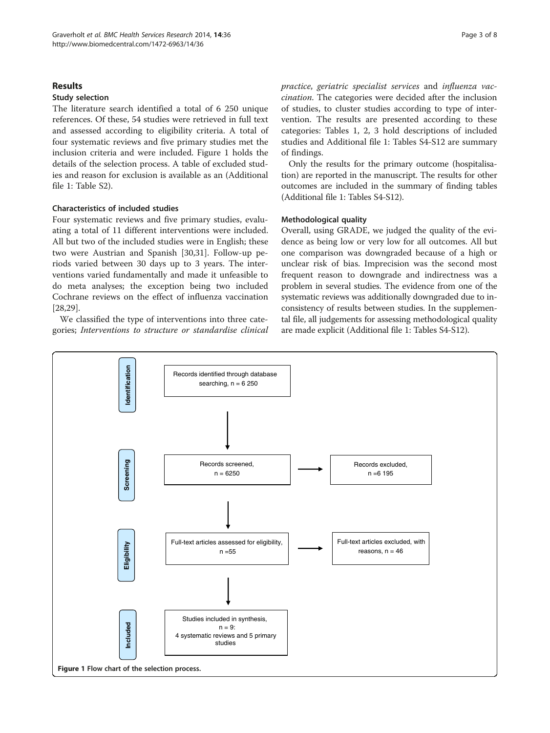## Results

### Study selection

The literature search identified a total of 6 250 unique references. Of these, 54 studies were retrieved in full text and assessed according to eligibility criteria. A total of four systematic reviews and five primary studies met the inclusion criteria and were included. Figure 1 holds the details of the selection process. A table of excluded studies and reason for exclusion is available as an (Additional file 1: Table S2).

### Characteristics of included studies

Four systematic reviews and five primary studies, evaluating a total of 11 different interventions were included. All but two of the included studies were in English; these two were Austrian and Spanish [30,31]. Follow-up periods varied between 30 days up to 3 years. The interventions varied fundamentally and made it unfeasible to do meta analyses; the exception being two included Cochrane reviews on the effect of influenza vaccination [28,29].

We classified the type of interventions into three categories; *Interventions to structure or standardise clinical practice*, *geriatric specialist services* and *influenza vaccination*. The categories were decided after the inclusion of studies, to cluster studies according to type of intervention. The results are presented according to these categories: Tables 1, 2, 3 hold descriptions of included studies and Additional file 1: Tables S4-S12 are summary of findings.

Only the results for the primary outcome (hospitalisation) are reported in the manuscript. The results for other outcomes are included in the summary of finding tables (Additional file 1: Tables S4-S12).

### Methodological quality

Overall, using GRADE, we judged the quality of the evidence as being low or very low for all outcomes. All but one comparison was downgraded because of a high or unclear risk of bias. Imprecision was the second most frequent reason to downgrade and indirectness was a problem in several studies. The evidence from one of the systematic reviews was additionally downgraded due to inconsistency of results between studies. In the supplemental file, all judgements for assessing methodological quality are made explicit (Additional file 1: Tables S4-S12).

Identification: Records identified through database searching, n = 6 250

Screening: Records screened, n = 6250 → Records excluded, n =6 195

Eligibility: Full-text articles assessed for eligibility, n =55 → Full-text articles excluded, with reasons, n = 46

Included: Studies included in synthesis, n = 9: 4 systematic reviews and 5 primary studies

**Figure 1** Flow chart of the selection process.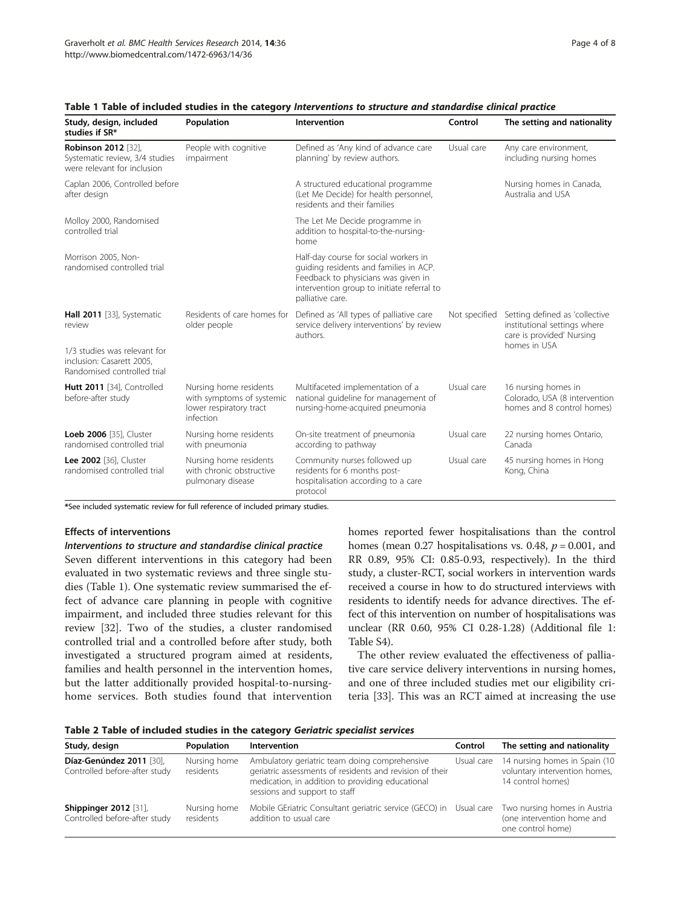**Table 1 Table of included studies in the category *Interventions to structure and standardise clinical practice***

| Study, design, included studies if SR* | Population | Intervention | Control | The setting and nationality |
|---|---|---|---|---|
| **Robinson 2012** [32], Systematic review, 3/4 studies were relevant for inclusion | People with cognitive impairment | Defined as 'Any kind of advance care planning' by review authors. | Usual care | Any care environment, including nursing homes |
| Caplan 2006, Controlled before after design | | A structured educational programme (Let Me Decide) for health personnel, residents and their families | | Nursing homes in Canada, Australia and USA |
| Molloy 2000, Randomised controlled trial | | The Let Me Decide programme in addition to hospital-to-the-nursing-home | | |
| Morrison 2005, Non-randomised controlled trial | | Half-day course for social workers in guiding residents and families in ACP. Feedback to physicians was given in intervention group to initiate referral to palliative care. | | |
| **Hall 2011** [33], Systematic review | Residents of care homes for older people | Defined as 'All types of palliative care service delivery interventions' by review authors. | Not specified | Setting defined as 'collective institutional settings where care is provided' Nursing homes in USA |
| 1/3 studies was relevant for inclusion: Casarett 2005, Randomised controlled trial | | | | |
| **Hutt 2011** [34], Controlled before-after study | Nursing home residents with symptoms of systemic lower respiratory tract infection | Multifaceted implementation of a national guideline for management of nursing-home-acquired pneumonia | Usual care | 16 nursing homes in Colorado, USA (8 intervention homes and 8 control homes) |
| **Loeb 2006** [35], Cluster randomised controlled trial | Nursing home residents with pneumonia | On-site treatment of pneumonia according to pathway | Usual care | 22 nursing homes Ontario, Canada |
| **Lee 2002** [36], Cluster randomised controlled trial | Nursing home residents with chronic obstructive pulmonary disease | Community nurses followed up residents for 6 months post-hospitalisation according to a care protocol | Usual care | 45 nursing homes in Hong Kong, China |

*See included systematic review for full reference of included primary studies.

#### Effects of interventions

##### *Interventions to structure and standardise clinical practice*

Seven different interventions in this category had been evaluated in two systematic reviews and three single studies (Table 1). One systematic review summarised the effect of advance care planning in people with cognitive impairment, and included three studies relevant for this review [32]. Two of the studies, a cluster randomised controlled trial and a controlled before after study, both investigated a structured program aimed at residents, families and health personnel in the intervention homes, but the latter additionally provided hospital-to-nursing-home services. Both studies found that intervention homes reported fewer hospitalisations than the control homes (mean 0.27 hospitalisations vs. 0.48, $p = 0.001$, and RR 0.89, 95% CI: 0.85-0.93, respectively). In the third study, a cluster-RCT, social workers in intervention wards received a course in how to do structured interviews with residents to identify needs for advance directives. The effect of this intervention on number of hospitalisations was unclear (RR 0.60, 95% CI 0.28-1.28) (Additional file 1: Table S4).

The other review evaluated the effectiveness of palliative care service delivery interventions in nursing homes, and one of three included studies met our eligibility criteria [33]. This was an RCT aimed at increasing the use

**Table 2 Table of included studies in the category *Geriatric specialist services***

| Study, design | Population | Intervention | Control | The setting and nationality |
|---|---|---|---|---|
| **Díaz-Genúndez 2011** [30], Controlled before-after study | Nursing home residents | Ambulatory geriatric team doing comprehensive geriatric assessments of residents and revision of their medication, in addition to providing educational sessions and support to staff | Usual care | 14 nursing homes in Spain (10 voluntary intervention homes, 14 control homes) |
| **Shippinger 2012** [31], Controlled before-after study | Nursing home residents | Mobile GEriatric Consultant geriatric service (GECO) in addition to usual care | Usual care | Two nursing homes in Austria (one intervention home and one control home) |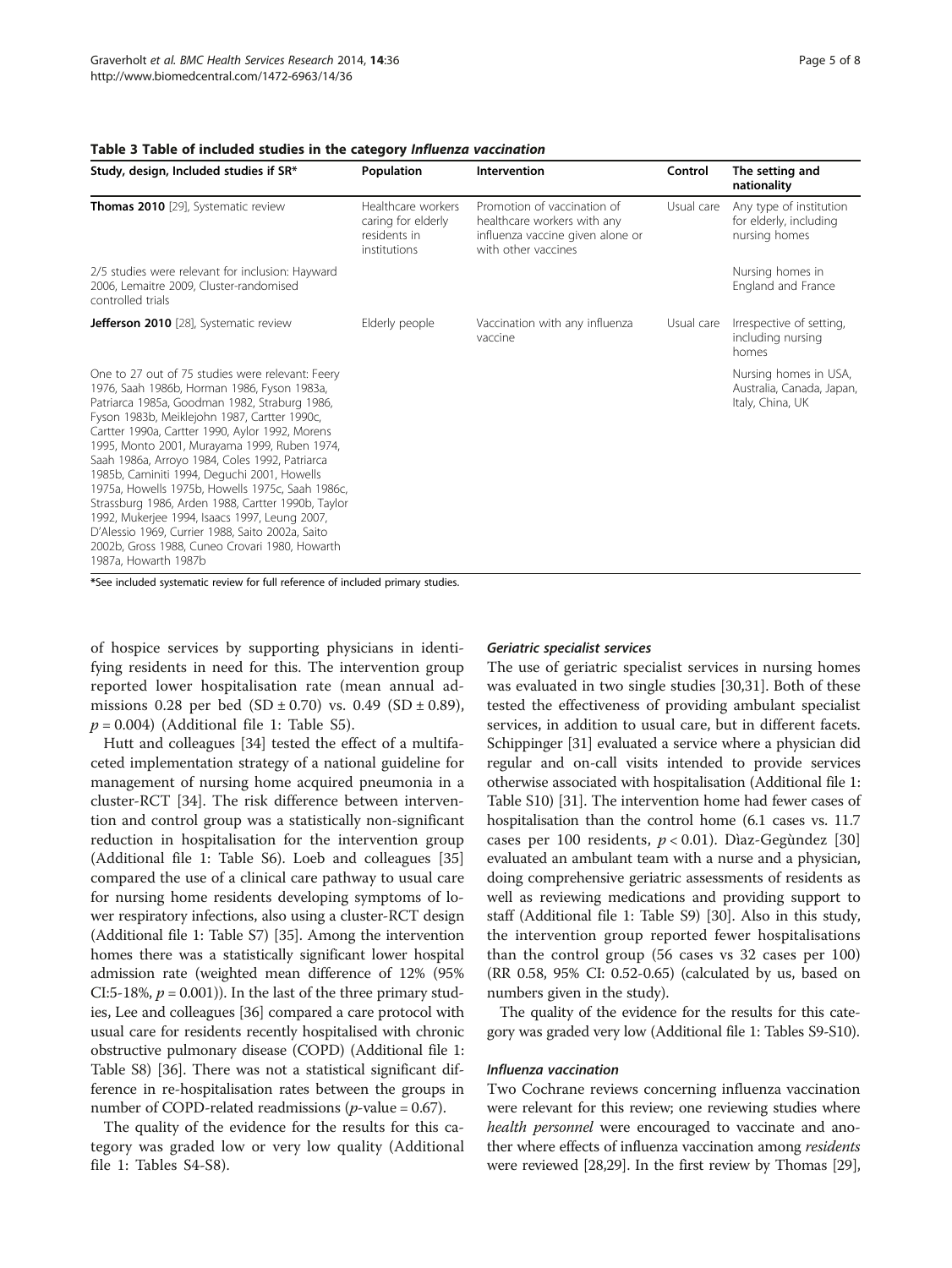**Table 3 Table of included studies in the category *Influenza vaccination***

| Study, design, Included studies if SR* | Population | Intervention | Control | The setting and nationality |
|---|---|---|---|---|
| **Thomas 2010** [29], Systematic review | Healthcare workers caring for elderly residents in institutions | Promotion of vaccination of healthcare workers with any influenza vaccine given alone or with other vaccines | Usual care | Any type of institution for elderly, including nursing homes |
| 2/5 studies were relevant for inclusion: Hayward 2006, Lemaitre 2009, Cluster-randomised controlled trials | | | | Nursing homes in England and France |
| **Jefferson 2010** [28], Systematic review | Elderly people | Vaccination with any influenza vaccine | Usual care | Irrespective of setting, including nursing homes |
| One to 27 out of 75 studies were relevant: Feery 1976, Saah 1986b, Horman 1986, Fyson 1983a, Patriarca 1985a, Goodman 1982, Straburg 1986, Fyson 1983b, Meiklejohn 1987, Cartter 1990c, Cartter 1990a, Cartter 1990, Aylor 1992, Morens 1995, Monto 2001, Murayama 1999, Ruben 1974, Saah 1986a, Arroyo 1984, Coles 1992, Patriarca 1985b, Caminiti 1994, Deguchi 2001, Howells 1975a, Howells 1975b, Howells 1975c, Saah 1986c, Strassburg 1986, Arden 1988, Cartter 1990b, Taylor 1992, Mukerjee 1994, Isaacs 1997, Leung 2007, D'Alessio 1969, Currier 1988, Saito 2002a, Saito 2002b, Gross 1988, Cuneo Crovari 1980, Howarth 1987a, Howarth 1987b | | | | Nursing homes in USA, Australia, Canada, Japan, Italy, China, UK |

*See included systematic review for full reference of included primary studies.

of hospice services by supporting physicians in identifying residents in need for this. The intervention group reported lower hospitalisation rate (mean annual admissions 0.28 per bed (SD ± 0.70) vs. 0.49 (SD ± 0.89), $p = 0.004$) (Additional file 1: Table S5).

Hutt and colleagues [34] tested the effect of a multifaceted implementation strategy of a national guideline for management of nursing home acquired pneumonia in a cluster-RCT [34]. The risk difference between intervention and control group was a statistically non-significant reduction in hospitalisation for the intervention group (Additional file 1: Table S6). Loeb and colleagues [35] compared the use of a clinical care pathway to usual care for nursing home residents developing symptoms of lower respiratory infections, also using a cluster-RCT design (Additional file 1: Table S7) [35]. Among the intervention homes there was a statistically significant lower hospital admission rate (weighted mean difference of 12% (95% CI:5-18%, $p = 0.001$)). In the last of the three primary studies, Lee and colleagues [36] compared a care protocol with usual care for residents recently hospitalised with chronic obstructive pulmonary disease (COPD) (Additional file 1: Table S8) [36]. There was not a statistical significant difference in re-hospitalisation rates between the groups in number of COPD-related readmissions ($p$-value = 0.67).

The quality of the evidence for the results for this category was graded low or very low quality (Additional file 1: Tables S4-S8).

#### *Geriatric specialist services*

The use of geriatric specialist services in nursing homes was evaluated in two single studies [30,31]. Both of these tested the effectiveness of providing ambulant specialist services, in addition to usual care, but in different facets. Schippinger [31] evaluated a service where a physician did regular and on-call visits intended to provide services otherwise associated with hospitalisation (Additional file 1: Table S10) [31]. The intervention home had fewer cases of hospitalisation than the control home (6.1 cases vs. 11.7 cases per 100 residents, $p < 0.01$). Dìaz-Gegùndez [30] evaluated an ambulant team with a nurse and a physician, doing comprehensive geriatric assessments of residents as well as reviewing medications and providing support to staff (Additional file 1: Table S9) [30]. Also in this study, the intervention group reported fewer hospitalisations than the control group (56 cases vs 32 cases per 100) (RR 0.58, 95% CI: 0.52-0.65) (calculated by us, based on numbers given in the study).

The quality of the evidence for the results for this category was graded very low (Additional file 1: Tables S9-S10).

#### *Influenza vaccination*

Two Cochrane reviews concerning influenza vaccination were relevant for this review; one reviewing studies where *health personnel* were encouraged to vaccinate and another where effects of influenza vaccination among *residents* were reviewed [28,29]. In the first review by Thomas [29],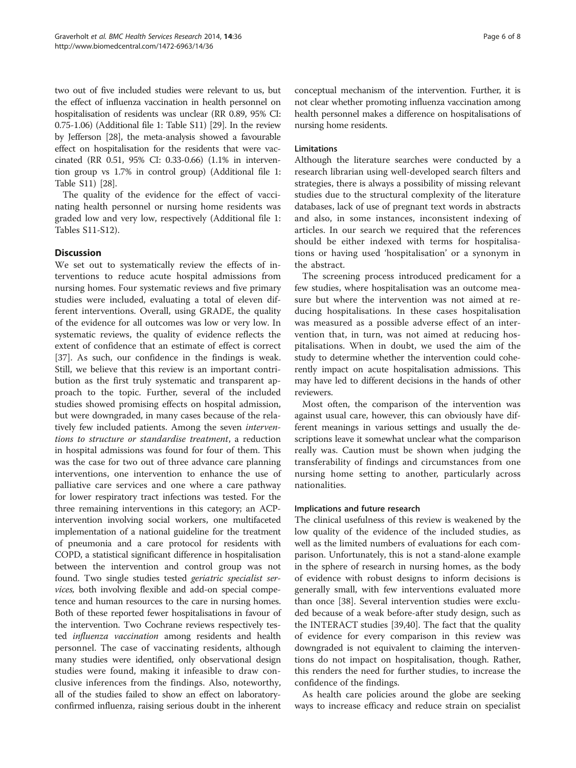two out of five included studies were relevant to us, but the effect of influenza vaccination in health personnel on hospitalisation of residents was unclear (RR 0.89, 95% CI: 0.75-1.06) (Additional file 1: Table S11) [29]. In the review by Jefferson [28], the meta-analysis showed a favourable effect on hospitalisation for the residents that were vaccinated (RR 0.51, 95% CI: 0.33-0.66) (1.1% in intervention group vs 1.7% in control group) (Additional file 1: Table S11) [28].

The quality of the evidence for the effect of vaccinating health personnel or nursing home residents was graded low and very low, respectively (Additional file 1: Tables S11-S12).

## Discussion

We set out to systematically review the effects of interventions to reduce acute hospital admissions from nursing homes. Four systematic reviews and five primary studies were included, evaluating a total of eleven different interventions. Overall, using GRADE, the quality of the evidence for all outcomes was low or very low. In systematic reviews, the quality of evidence reflects the extent of confidence that an estimate of effect is correct [37]. As such, our confidence in the findings is weak. Still, we believe that this review is an important contribution as the first truly systematic and transparent approach to the topic. Further, several of the included studies showed promising effects on hospital admission, but were downgraded, in many cases because of the relatively few included patients. Among the seven *interventions to structure or standardise treatment*, a reduction in hospital admissions was found for four of them. This was the case for two out of three advance care planning interventions, one intervention to enhance the use of palliative care services and one where a care pathway for lower respiratory tract infections was tested. For the three remaining interventions in this category; an ACP-intervention involving social workers, one multifaceted implementation of a national guideline for the treatment of pneumonia and a care protocol for residents with COPD, a statistical significant difference in hospitalisation between the intervention and control group was not found. Two single studies tested *geriatric specialist services*, both involving flexible and add-on special competence and human resources to the care in nursing homes. Both of these reported fewer hospitalisations in favour of the intervention. Two Cochrane reviews respectively tested *influenza vaccination* among residents and health personnel. The case of vaccinating residents, although many studies were identified, only observational design studies were found, making it infeasible to draw conclusive inferences from the findings. Also, noteworthy, all of the studies failed to show an effect on laboratory-confirmed influenza, raising serious doubt in the inherent conceptual mechanism of the intervention. Further, it is not clear whether promoting influenza vaccination among health personnel makes a difference on hospitalisations of nursing home residents.

### Limitations

Although the literature searches were conducted by a research librarian using well-developed search filters and strategies, there is always a possibility of missing relevant studies due to the structural complexity of the literature databases, lack of use of pregnant text words in abstracts and also, in some instances, inconsistent indexing of articles. In our search we required that the references should be either indexed with terms for hospitalisations or having used 'hospitalisation' or a synonym in the abstract.

The screening process introduced predicament for a few studies, where hospitalisation was an outcome measure but where the intervention was not aimed at reducing hospitalisations. In these cases hospitalisation was measured as a possible adverse effect of an intervention that, in turn, was not aimed at reducing hospitalisations. When in doubt, we used the aim of the study to determine whether the intervention could coherently impact on acute hospitalisation admissions. This may have led to different decisions in the hands of other reviewers.

Most often, the comparison of the intervention was against usual care, however, this can obviously have different meanings in various settings and usually the descriptions leave it somewhat unclear what the comparison really was. Caution must be shown when judging the transferability of findings and circumstances from one nursing home setting to another, particularly across nationalities.

### Implications and future research

The clinical usefulness of this review is weakened by the low quality of the evidence of the included studies, as well as the limited numbers of evaluations for each comparison. Unfortunately, this is not a stand-alone example in the sphere of research in nursing homes, as the body of evidence with robust designs to inform decisions is generally small, with few interventions evaluated more than once [38]. Several intervention studies were excluded because of a weak before-after study design, such as the INTERACT studies [39,40]. The fact that the quality of evidence for every comparison in this review was downgraded is not equivalent to claiming the interventions do not impact on hospitalisation, though. Rather, this renders the need for further studies, to increase the confidence of the findings.

As health care policies around the globe are seeking ways to increase efficacy and reduce strain on specialist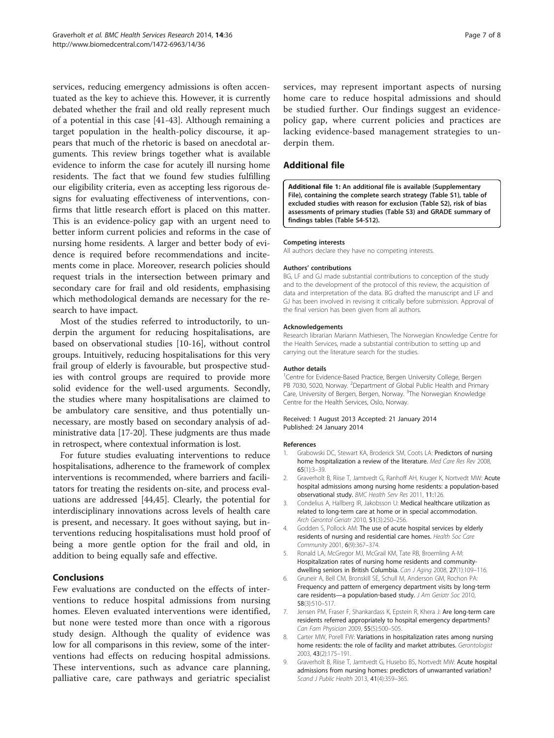services, reducing emergency admissions is often accentuated as the key to achieve this. However, it is currently debated whether the frail and old really represent much of a potential in this case [41-43]. Although remaining a target population in the health-policy discourse, it appears that much of the rhetoric is based on anecdotal arguments. This review brings together what is available evidence to inform the case for acutely ill nursing home residents. The fact that we found few studies fulfilling our eligibility criteria, even as accepting less rigorous designs for evaluating effectiveness of interventions, confirms that little research effort is placed on this matter. This is an evidence-policy gap with an urgent need to better inform current policies and reforms in the case of nursing home residents. A larger and better body of evidence is required before recommendations and incitements come in place. Moreover, research policies should request trials in the intersection between primary and secondary care for frail and old residents, emphasising which methodological demands are necessary for the research to have impact.

Most of the studies referred to introductorily, to underpin the argument for reducing hospitalisations, are based on observational studies [10-16], without control groups. Intuitively, reducing hospitalisations for this very frail group of elderly is favourable, but prospective studies with control groups are required to provide more solid evidence for the well-used arguments. Secondly, the studies where many hospitalisations are claimed to be ambulatory care sensitive, and thus potentially unnecessary, are mostly based on secondary analysis of administrative data [17-20]. These judgments are thus made in retrospect, where contextual information is lost.

For future studies evaluating interventions to reduce hospitalisations, adherence to the framework of complex interventions is recommended, where barriers and facilitators for treating the residents on-site, and process evaluations are addressed [44,45]. Clearly, the potential for interdisciplinary innovations across levels of health care is present, and necessary. It goes without saying, but interventions reducing hospitalisations must hold proof of being a more gentle option for the frail and old, in addition to being equally safe and effective.

## Conclusions

Few evaluations are conducted on the effects of interventions to reduce hospital admissions from nursing homes. Eleven evaluated interventions were identified, but none were tested more than once with a rigorous study design. Although the quality of evidence was low for all comparisons in this review, some of the interventions had effects on reducing hospital admissions. These interventions, such as advance care planning, palliative care, care pathways and geriatric specialist services, may represent important aspects of nursing home care to reduce hospital admissions and should be studied further. Our findings suggest an evidence-policy gap, where current policies and practices are lacking evidence-based management strategies to underpin them.

## Additional file

**Additional file 1: An additional file is available (Supplementary File), containing the complete search strategy (Table S1), table of excluded studies with reason for exclusion (Table S2), risk of bias assessments of primary studies (Table S3) and GRADE summary of findings tables (Table S4-S12).**

#### Competing interests

All authors declare they have no competing interests.

#### Authors' contributions

BG, LF and GJ made substantial contributions to conception of the study and to the development of the protocol of this review, the acquisition of data and interpretation of the data. BG drafted the manuscript and LF and GJ has been involved in revising it critically before submission. Approval of the final version has been given from all authors.

#### Acknowledgements

Research librarian Mariann Mathiesen, The Norwegian Knowledge Centre for the Health Services, made a substantial contribution to setting up and carrying out the literature search for the studies.

#### Author details

[1]Centre for Evidence-Based Practice, Bergen University College, Bergen PB 7030, 5020, Norway. [2]Department of Global Public Health and Primary Care, University of Bergen, Bergen, Norway. [3]The Norwegian Knowledge Centre for the Health Services, Oslo, Norway.

Received: 1 August 2013 Accepted: 21 January 2014
Published: 24 January 2014

#### References

1. Grabowski DC, Stewart KA, Broderick SM, Coots LA: **Predictors of nursing home hospitalization a review of the literature.** *Med Care Res Rev* 2008, **65**(1):3–39.
2. Graverholt B, Riise T, Jamtvedt G, Ranhoff AH, Kruger K, Nortvedt MW: **Acute hospital admissions among nursing home residents: a population-based observational study.** *BMC Health Serv Res* 2011, **11**:126.
3. Condelius A, Hallberg IR, Jakobsson U: **Medical healthcare utilization as related to long-term care at home or in special accommodation.** *Arch Gerontol Geriatr* 2010, **51**(3):250–256.
4. Godden S, Pollock AM: **The use of acute hospital services by elderly residents of nursing and residential care homes.** *Health Soc Care Community* 2001, **6**(9):367–374.
5. Ronald LA, McGregor MJ, McGrail KM, Tate RB, Broemling A-M: **Hospitalization rates of nursing home residents and community-dwelling seniors in British Columbia.** *Can J Aging* 2008, **27**(1):109–116.
6. Gruneir A, Bell CM, Bronskill SE, Schull M, Anderson GM, Rochon PA: **Frequency and pattern of emergency department visits by long-term care residents—a population-based study.** *J Am Geriatr Soc* 2010, **58**(3):510–517.
7. Jensen PM, Fraser F, Shankardass K, Epstein R, Khera J: **Are long-term care residents referred appropriately to hospital emergency departments?** *Can Fam Physician* 2009, **55**(5):500–505.
8. Carter MW, Porell FW: **Variations in hospitalization rates among nursing home residents: the role of facility and market attributes.** *Gerontologist* 2003, **43**(2):175–191.
9. Graverholt B, Riise T, Jamtvedt G, Husebo BS, Nortvedt MW: **Acute hospital admissions from nursing homes: predictors of unwarranted variation?** *Scand J Public Health* 2013, **41**(4):359–365.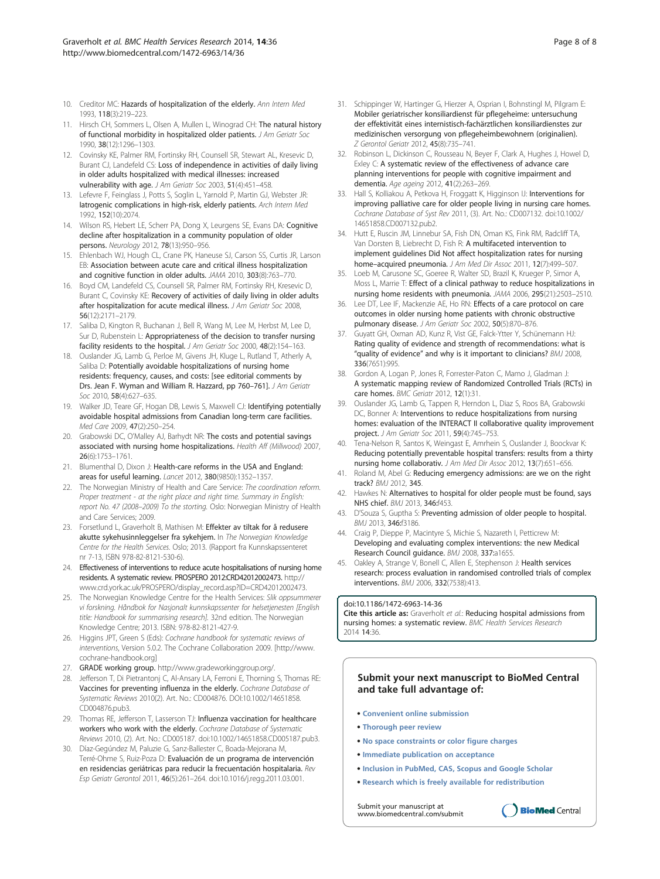10. Creditor MC: **Hazards of hospitalization of the elderly.** *Ann Intern Med* 1993, **118**(3):219–223.
11. Hirsch CH, Sommers L, Olsen A, Mullen L, Winograd CH: **The natural history of functional morbidity in hospitalized older patients.** *J Am Geriatr Soc* 1990, **38**(12):1296–1303.
12. Covinsky KE, Palmer RM, Fortinsky RH, Counsell SR, Stewart AL, Kresevic D, Burant CJ, Landefeld CS: **Loss of independence in activities of daily living in older adults hospitalized with medical illnesses: increased vulnerability with age.** *J Am Geriatr Soc* 2003, **51**(4):451–458.
13. Lefevre F, Feinglass J, Potts S, Soglin L, Yarnold P, Martin GJ, Webster JR: **Iatrogenic complications in high-risk, elderly patients.** *Arch Intern Med* 1992, **152**(10):2074.
14. Wilson RS, Hebert LE, Scherr PA, Dong X, Leurgens SE, Evans DA: **Cognitive decline after hospitalization in a community population of older persons.** *Neurology* 2012, **78**(13):950–956.
15. Ehlenbach WJ, Hough CL, Crane PK, Haneuse SJ, Carson SS, Curtis JR, Larson EB: **Association between acute care and critical illness hospitalization and cognitive function in older adults.** *JAMA* 2010, **303**(8):763–770.
16. Boyd CM, Landefeld CS, Counsell SR, Palmer RM, Fortinsky RH, Kresevic D, Burant C, Covinsky KE: **Recovery of activities of daily living in older adults after hospitalization for acute medical illness.** *J Am Geriatr Soc* 2008, **56**(12):2171–2179.
17. Saliba D, Kington R, Buchanan J, Bell R, Wang M, Lee M, Herbst M, Lee D, Sur D, Rubenstein L: **Appropriateness of the decision to transfer nursing facility residents to the hospital.** *J Am Geriatr Soc* 2000, **48**(2):154–163.
18. Ouslander JG, Lamb G, Perloe M, Givens JH, Kluge L, Rutland T, Atherly A, Saliba D: **Potentially avoidable hospitalizations of nursing home residents: frequency, causes, and costs: [see editorial comments by Drs. Jean F. Wyman and William R. Hazzard, pp 760–761].** *J Am Geriatr Soc* 2010, **58**(4):627–635.
19. Walker JD, Teare GF, Hogan DB, Lewis S, Maxwell CJ: **Identifying potentially avoidable hospital admissions from Canadian long-term care facilities.** *Med Care* 2009, **47**(2):250–254.
20. Grabowski DC, O'Malley AJ, Barhydt NR: **The costs and potential savings associated with nursing home hospitalizations.** *Health Aff (Millwood)* 2007, **26**(6):1753–1761.
21. Blumenthal D, Dixon J: **Health-care reforms in the USA and England: areas for useful learning.** *Lancet* 2012, **380**(9850):1352–1357.
22. The Norwegian Ministry of Health and Care Service: *The coordination reform. Proper treatment - at the right place and right time. Summary in English: report No. 47 (2008–2009) To the storting.* Oslo: Norwegian Ministry of Health and Care Services; 2009.
23. Forsetlund L, Graverholt B, Mathisen M: **Effekter av tiltak for å redusere akutte sykehusinnleggelser fra sykehjem.** In *The Norwegian Knowledge Centre for the Health Services.* Oslo; 2013. (Rapport fra Kunnskapssenteret nr 7-13, ISBN 978-82-8121-530-6).
24. **Effectiveness of interventions to reduce acute hospitalisations of nursing home residents. A systematic review. PROSPERO 2012:CRD42012002473.** http://www.crd.york.ac.uk/PROSPERO/display_record.asp?ID=CRD42012002473.
25. The Norwegian Knowledge Centre for the Health Services: *Slik oppsummerer vi forskning. Håndbok for Nasjonalt kunnskapssenter for helsetjenesten [English title: Handbook for summarising research].* 32nd edition. The Norwegian Knowledge Centre; 2013. ISBN: 978-82-8121-427-9.
26. Higgins JPT, Green S (Eds): *Cochrane handbook for systematic reviews of interventions*, Version 5.0.2. The Cochrane Collaboration 2009. [http://www.cochrane-handbook.org]
27. **GRADE working group.** http://www.gradeworkinggroup.org/.
28. Jefferson T, Di Pietrantonj C, Al-Ansary LA, Ferroni E, Thorning S, Thomas RE: **Vaccines for preventing influenza in the elderly.** *Cochrane Database of Systematic Reviews* 2010(2). Art. No.: CD004876. DOI:10.1002/14651858.CD004876.pub3.
29. Thomas RE, Jefferson T, Lasserson TJ: **Influenza vaccination for healthcare workers who work with the elderly.** *Cochrane Database of Systematic Reviews* 2010, (2). Art. No.: CD005187. doi:10.1002/14651858.CD005187.pub3.
30. Díaz-Gegúndez M, Paluzie G, Sanz-Ballester C, Boada-Mejorana M, Terré-Ohme S, Ruiz-Poza D: **Evaluación de un programa de intervención en residencias geriátricas para reducir la frecuentación hospitalaria.** *Rev Esp Geriatr Gerontol* 2011, **46**(5):261–264. doi:10.1016/j.regg.2011.03.001.
31. Schippinger W, Hartinger G, Hierzer A, Osprian I, Bohnstingl M, Pilgram E: **Mobiler geriatrischer konsiliardienst für pflegeheime: untersuchung der effektivität eines internistisch-fachärztlichen konsiliardienstes zur medizinischen versorgung von pflegeheimbewohnern (originalien).** *Z Gerontol Geriatr* 2012, **45**(8):735–741.
32. Robinson L, Dickinson C, Rousseau N, Beyer F, Clark A, Hughes J, Howel D, Exley C: **A systematic review of the effectiveness of advance care planning interventions for people with cognitive impairment and dementia.** *Age ageing* 2012, **41**(2):263–269.
33. Hall S, Kolliakou A, Petkova H, Froggatt K, Higginson IJ: **Interventions for improving palliative care for older people living in nursing care homes.** *Cochrane Database of Syst Rev* 2011, (3). Art. No.: CD007132. doi:10.1002/14651858.CD007132.pub2.
34. Hutt E, Ruscin JM, Linnebur SA, Fish DN, Oman KS, Fink RM, Radcliff TA, Van Dorsten B, Liebrecht D, Fish R: **A multifaceted intervention to implement guidelines Did Not affect hospitalization rates for nursing home–acquired pneumonia.** *J Am Med Dir Assoc* 2011, **12**(7):499–507.
35. Loeb M, Carusone SC, Goeree R, Walter SD, Brazil K, Krueger P, Simor A, Moss L, Marrie T: **Effect of a clinical pathway to reduce hospitalizations in nursing home residents with pneumonia.** *JAMA* 2006, **295**(21):2503–2510.
36. Lee DT, Lee IF, Mackenzie AE, Ho RN: **Effects of a care protocol on care outcomes in older nursing home patients with chronic obstructive pulmonary disease.** *J Am Geriatr Soc* 2002, **50**(5):870–876.
37. Guyatt GH, Oxman AD, Kunz R, Vist GE, Falck-Ytter Y, Schünemann HJ: **Rating quality of evidence and strength of recommendations: what is "quality of evidence" and why is it important to clinicians?** *BMJ* 2008, **336**(7651):995.
38. Gordon A, Logan P, Jones R, Forrester-Paton C, Mamo J, Gladman J: **A systematic mapping review of Randomized Controlled Trials (RCTs) in care homes.** *BMC Geriatr* 2012, **12**(1):31.
39. Ouslander JG, Lamb G, Tappen R, Herndon L, Diaz S, Roos BA, Grabowski DC, Bonner A: **Interventions to reduce hospitalizations from nursing homes: evaluation of the INTERACT II collaborative quality improvement project.** *J Am Geriatr Soc* 2011, **59**(4):745–753.
40. Tena-Nelson R, Santos K, Weingast E, Amrhein S, Ouslander J, Boockvar K: **Reducing potentially preventable hospital transfers: results from a thirty nursing home collaborativ.** *J Am Med Dir Assoc* 2012, **13**(7):651–656.
41. Roland M, Abel G: **Reducing emergency admissions: are we on the right track?** *BMJ* 2012, **345**.
42. Hawkes N: **Alternatives to hospital for older people must be found, says NHS chief.** *BMJ* 2013, **346**:f453.
43. D'Souza S, Guptha S: **Preventing admission of older people to hospital.** *BMJ* 2013, **346**:f3186.
44. Craig P, Dieppe P, Macintyre S, Michie S, Nazareth I, Petticrew M: **Developing and evaluating complex interventions: the new Medical Research Council guidance.** *BMJ* 2008, **337**:a1655.
45. Oakley A, Strange V, Bonell C, Allen E, Stephenson J: **Health services research: process evaluation in randomised controlled trials of complex interventions.** *BMJ* 2006, **332**(7538):413.

doi:10.1186/1472-6963-14-36

**Cite this article as:** Graverholt *et al.*: Reducing hospital admissions from nursing homes: a systematic review. *BMC Health Services Research* 2014 **14**:36.

**Submit your next manuscript to BioMed Central and take full advantage of:**

- **Convenient online submission**
- **Thorough peer review**
- **No space constraints or color figure charges**
- **Immediate publication on acceptance**
- **Inclusion in PubMed, CAS, Scopus and Google Scholar**
- **Research which is freely available for redistribution**

Submit your manuscript at www.biomedcentral.com/submit

BioMed Central